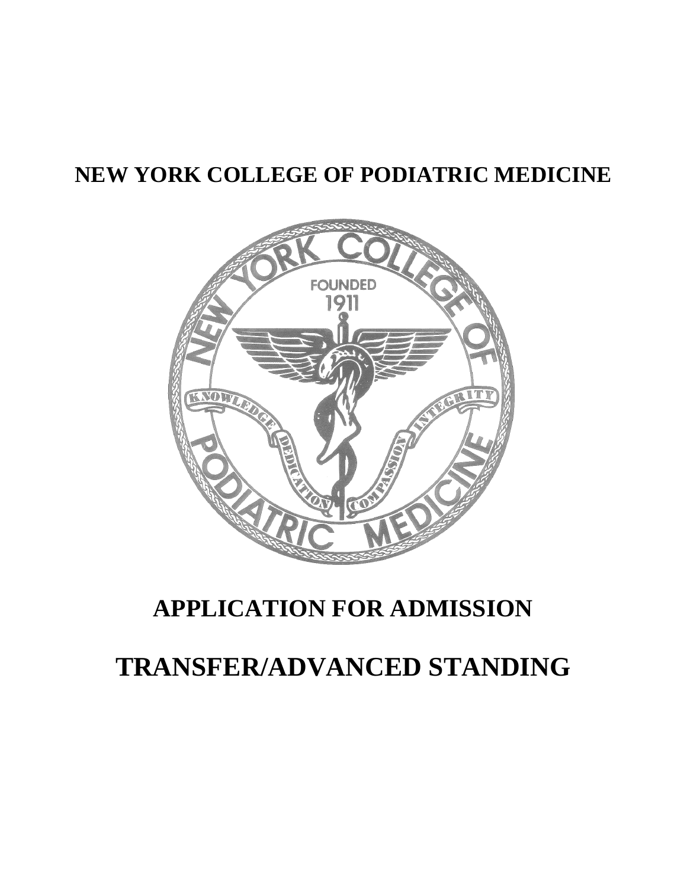# NEW YORK COLLEGE OF PODIATRIC MEDICINE

# APPLICATION FOR ADMISSION

# TRANSFER/ADVANCED STANDING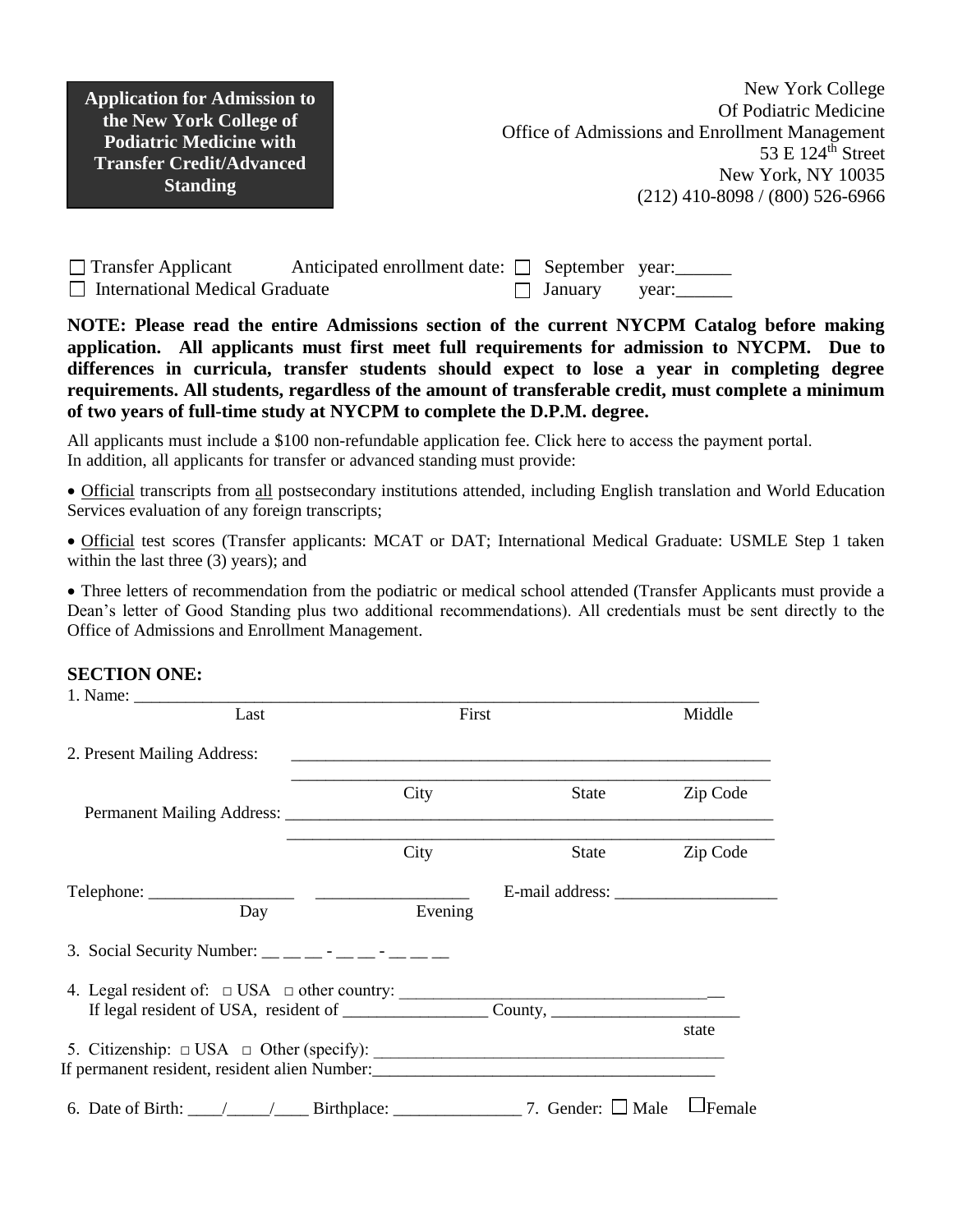**Application for Admission to the New York College of Podiatric Medicine with Transfer Credit/Advanced Standing**

New York College
Of Podiatric Medicine
Office of Admissions and Enrollment Management
53 E 124th Street
New York, NY 10035
(212) 410-8098 / (800) 526-6966

☐ Transfer Applicant Anticipated enrollment date: ☐ September year:______
☐ International Medical Graduate ☐ January year:______

**NOTE: Please read the entire Admissions section of the current NYCPM Catalog before making application. All applicants must first meet full requirements for admission to NYCPM. Due to differences in curricula, transfer students should expect to lose a year in completing degree requirements. All students, regardless of the amount of transferable credit, must complete a minimum of two years of full-time study at NYCPM to complete the D.P.M. degree.**

All applicants must include a $100 non-refundable application fee. Click here to access the payment portal.
In addition, all applicants for transfer or advanced standing must provide:

- Official transcripts from all postsecondary institutions attended, including English translation and World Education Services evaluation of any foreign transcripts;
- Official test scores (Transfer applicants: MCAT or DAT; International Medical Graduate: USMLE Step 1 taken within the last three (3) years); and
- Three letters of recommendation from the podiatric or medical school attended (Transfer Applicants must provide a Dean's letter of Good Standing plus two additional recommendations). All credentials must be sent directly to the Office of Admissions and Enrollment Management.

**SECTION ONE:**

1. Name: ______________________________________________
   Last First Middle

2. Present Mailing Address: ______________________________________________
   ______________________________________________
   City State Zip Code

   Permanent Mailing Address: ______________________________________________
   ______________________________________________
   City State Zip Code

   Telephone: _________________ _________________ E-mail address: ___________________
   Day Evening

3. Social Security Number: __ __ __ - __ __ - __ __ __ __

4. Legal resident of: □ USA □ other country: ___________________________________
   If legal resident of USA, resident of ________________ County, _____________________ state

5. Citizenship: □ USA □ Other (specify): ________________________________________
   If permanent resident, resident alien Number:________________________________________

6. Date of Birth: ____/_____/____ Birthplace: _______________ 7. Gender: ☐ Male ☐ Female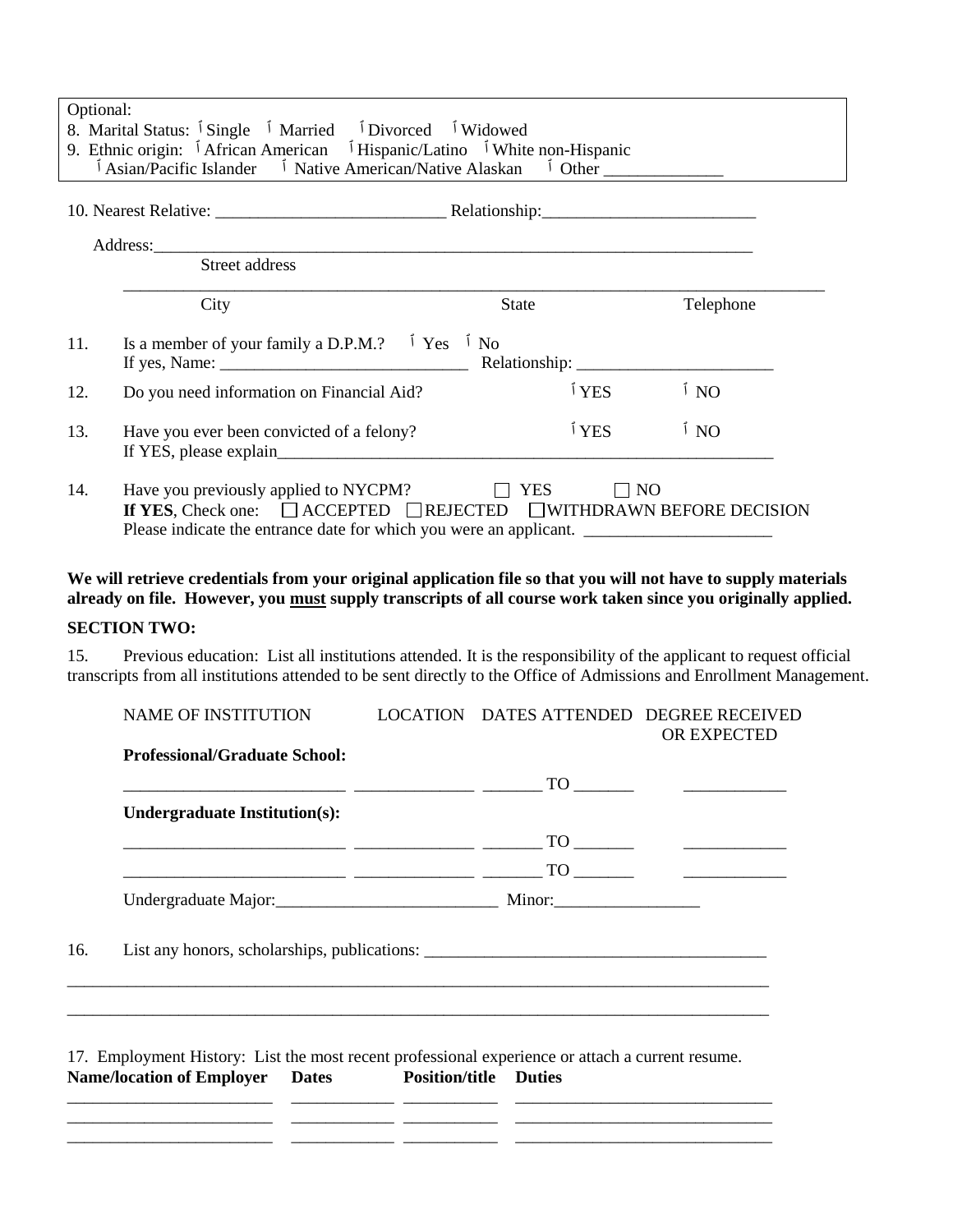Optional:
8. Marital Status: ☐ Single ☐ Married ☐ Divorced ☐ Widowed
9. Ethnic origin: ☐ African American ☐ Hispanic/Latino ☐ White non-Hispanic
☐ Asian/Pacific Islander ☐ Native American/Native Alaskan ☐ Other ______________

10. Nearest Relative: ___________________________ Relationship:_________________________

Address:___________________________________________________________________________
Street address

_______________________________________________________________________________________
City State Telephone

11. Is a member of your family a D.P.M.? ☐ Yes ☐ No
If yes, Name: ______________________________ Relationship: _______________________

12. Do you need information on Financial Aid? ☐ YES ☐ NO

13. Have you ever been convicted of a felony? ☐ YES ☐ NO
If YES, please explain_____________________________________________________________

14. Have you previously applied to NYCPM? ☐ YES ☐ NO
**If YES**, Check one: ☐ ACCEPTED ☐ REJECTED ☐ WITHDRAWN BEFORE DECISION
Please indicate the entrance date for which you were an applicant. ______________________

**We will retrieve credentials from your original application file so that you will not have to supply materials already on file. However, you must supply transcripts of all course work taken since you originally applied.**

**SECTION TWO:**

15. Previous education: List all institutions attended. It is the responsibility of the applicant to request official transcripts from all institutions attended to be sent directly to the Office of Admissions and Enrollment Management.

| NAME OF INSTITUTION | LOCATION | DATES ATTENDED | DEGREE RECEIVED OR EXPECTED |
|---|---|---|---|
| **Professional/Graduate School:** | | | |
| __________________________ | ______________ | _______ TO _______ | ____________ |
| **Undergraduate Institution(s):** | | | |
| __________________________ | ______________ | _______ TO _______ | ____________ |
| __________________________ | ______________ | _______ TO _______ | ____________ |

Undergraduate Major:__________________________ Minor:_________________

16. List any honors, scholarships, publications: ________________________________________

_______________________________________________________________________________________

_______________________________________________________________________________________

17. Employment History: List the most recent professional experience or attach a current resume.

| Name/location of Employer | Dates | Position/title | Duties |
|---|---|---|---|
| ________________________ | ____________ | ___________ | ______________________________ |
| ________________________ | ____________ | ___________ | ______________________________ |
| ________________________ | ____________ | ___________ | ______________________________ |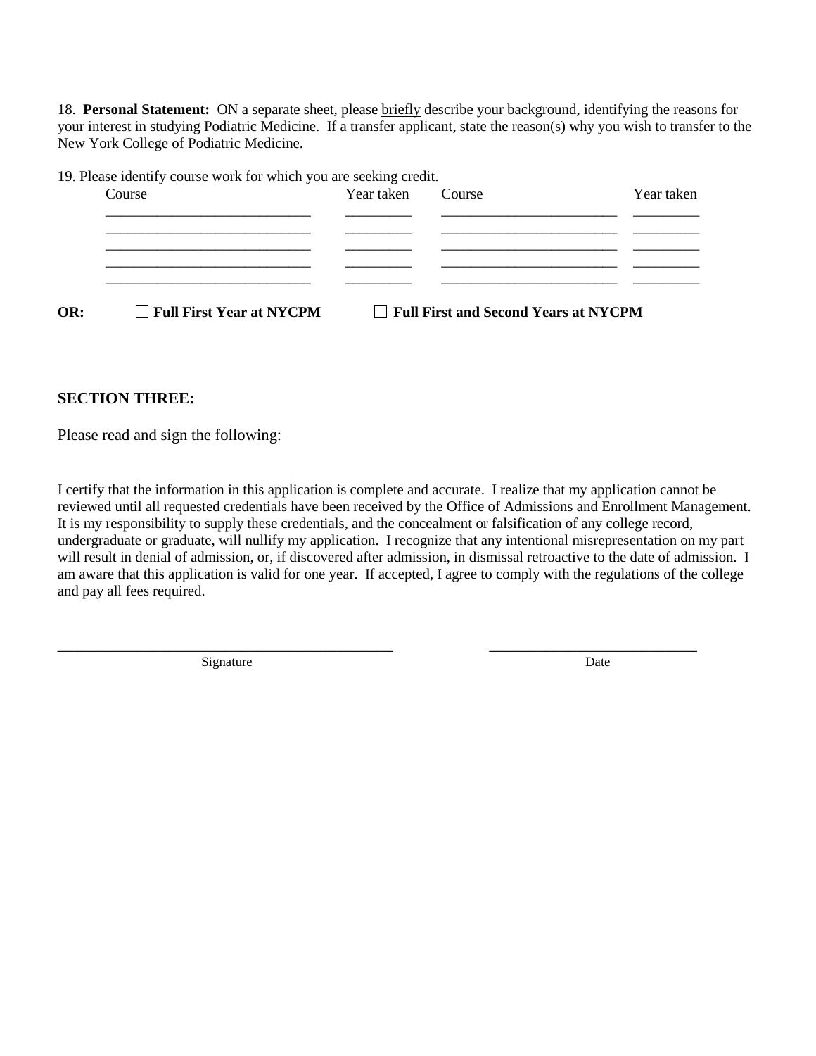18. **Personal Statement:** ON a separate sheet, please briefly describe your background, identifying the reasons for your interest in studying Podiatric Medicine. If a transfer applicant, state the reason(s) why you wish to transfer to the New York College of Podiatric Medicine.

19. Please identify course work for which you are seeking credit.

| Course | Year taken | Course | Year taken |
|---|---|---|---|
| ____________________________ | _________ | ________________________ | _________ |
| ____________________________ | _________ | ________________________ | _________ |
| ____________________________ | _________ | ________________________ | _________ |
| ____________________________ | _________ | ________________________ | _________ |
| ____________________________ | _________ | ________________________ | _________ |

**OR:** ☐ **Full First Year at NYCPM** ☐ **Full First and Second Years at NYCPM**

## SECTION THREE:

Please read and sign the following:

I certify that the information in this application is complete and accurate. I realize that my application cannot be reviewed until all requested credentials have been received by the Office of Admissions and Enrollment Management. It is my responsibility to supply these credentials, and the concealment or falsification of any college record, undergraduate or graduate, will nullify my application. I recognize that any intentional misrepresentation on my part will result in denial of admission, or, if discovered after admission, in dismissal retroactive to the date of admission. I am aware that this application is valid for one year. If accepted, I agree to comply with the regulations of the college and pay all fees required.

_______________________________________________ Signature

_____________________________ Date